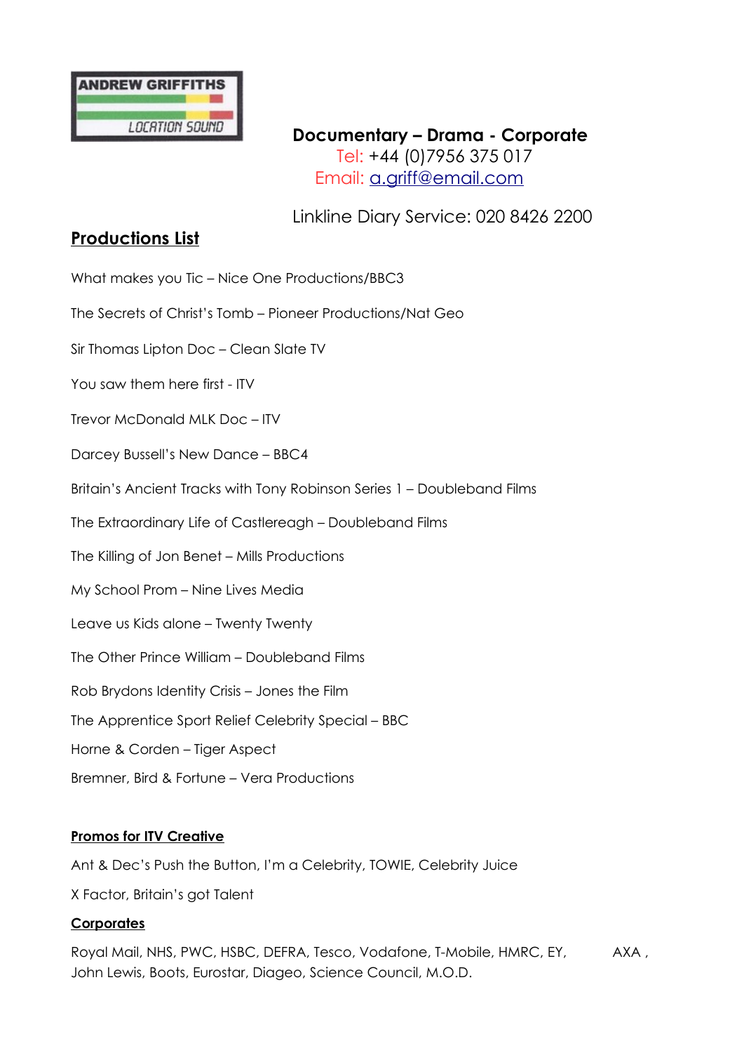ANDREW GRIFFITHS
LOCATION SOUND

**Documentary – Drama - Corporate**
Tel: +44 (0)7956 375 017
Email: [a.griff@email.com](mailto:a.griff@email.com)

Linkline Diary Service: 020 8426 2200

## Productions List

What makes you Tic – Nice One Productions/BBC3

The Secrets of Christ's Tomb – Pioneer Productions/Nat Geo

Sir Thomas Lipton Doc – Clean Slate TV

You saw them here first - ITV

Trevor McDonald MLK Doc – ITV

Darcey Bussell's New Dance – BBC4

Britain's Ancient Tracks with Tony Robinson Series 1 – Doubleband Films

The Extraordinary Life of Castlereagh – Doubleband Films

The Killing of Jon Benet – Mills Productions

My School Prom – Nine Lives Media

Leave us Kids alone – Twenty Twenty

The Other Prince William – Doubleband Films

Rob Brydons Identity Crisis – Jones the Film

The Apprentice Sport Relief Celebrity Special – BBC

Horne & Corden – Tiger Aspect

Bremner, Bird & Fortune – Vera Productions

### Promos for ITV Creative

Ant & Dec's Push the Button, I'm a Celebrity, TOWIE, Celebrity Juice

X Factor, Britain's got Talent

### Corporates

Royal Mail, NHS, PWC, HSBC, DEFRA, Tesco, Vodafone, T-Mobile, HMRC, EY, AXA , John Lewis, Boots, Eurostar, Diageo, Science Council, M.O.D.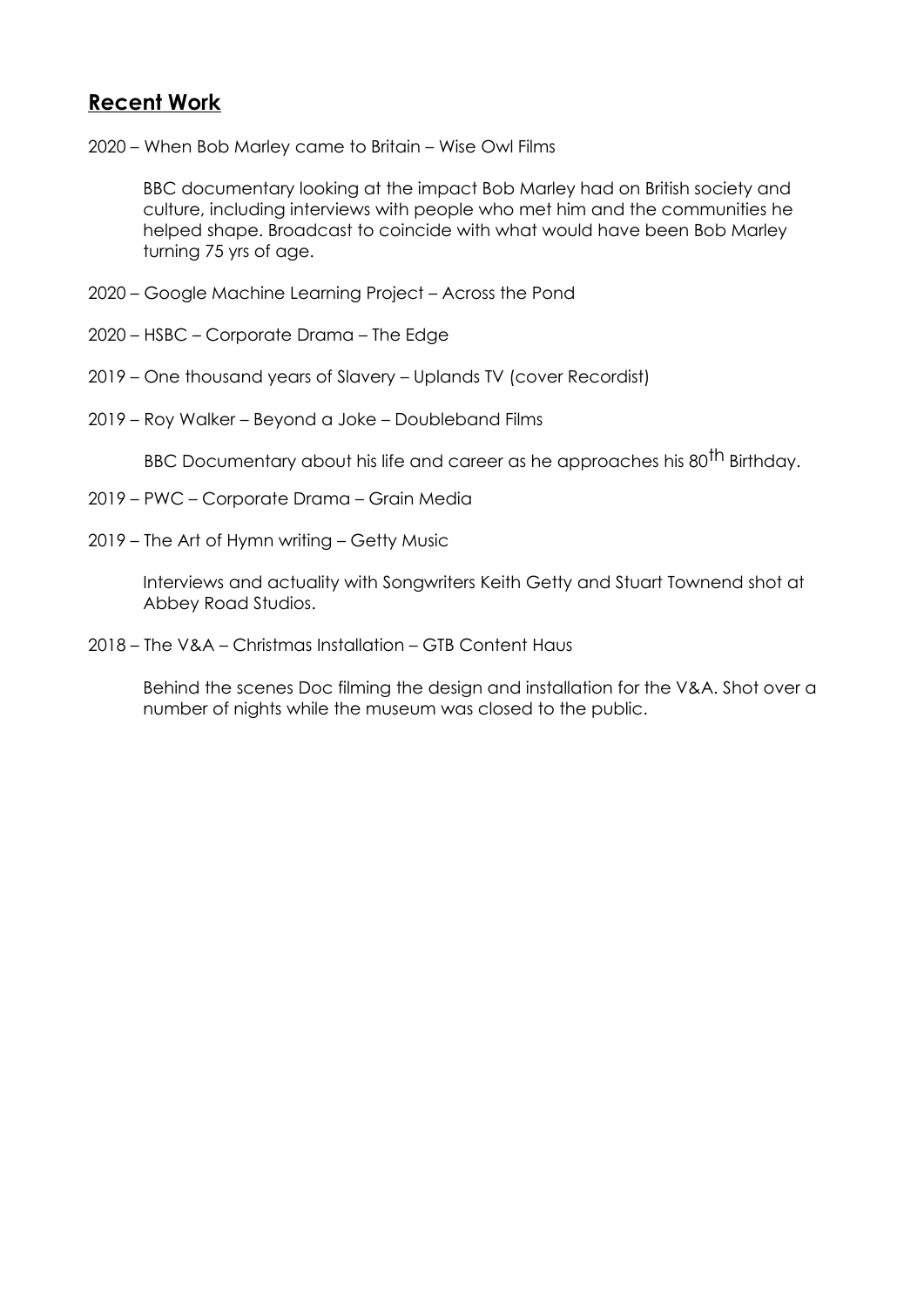## **Recent Work**

2020 – When Bob Marley came to Britain – Wise Owl Films

BBC documentary looking at the impact Bob Marley had on British society and culture, including interviews with people who met him and the communities he helped shape. Broadcast to coincide with what would have been Bob Marley turning 75 yrs of age.

2020 – Google Machine Learning Project – Across the Pond

2020 – HSBC – Corporate Drama – The Edge

2019 – One thousand years of Slavery – Uplands TV (cover Recordist)

2019 – Roy Walker – Beyond a Joke – Doubleband Films

BBC Documentary about his life and career as he approaches his 80th Birthday.

2019 – PWC – Corporate Drama – Grain Media

2019 – The Art of Hymn writing – Getty Music

Interviews and actuality with Songwriters Keith Getty and Stuart Townend shot at Abbey Road Studios.

2018 – The V&A – Christmas Installation – GTB Content Haus

Behind the scenes Doc filming the design and installation for the V&A. Shot over a number of nights while the museum was closed to the public.